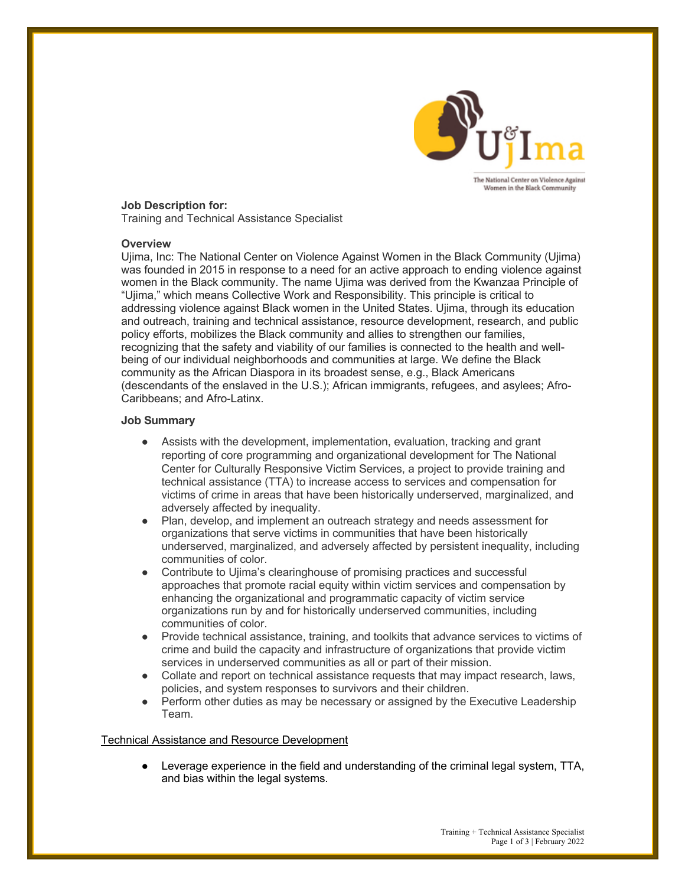**Job Description for:**
Training and Technical Assistance Specialist

**Overview**

Ujima, Inc: The National Center on Violence Against Women in the Black Community (Ujima) was founded in 2015 in response to a need for an active approach to ending violence against women in the Black community. The name Ujima was derived from the Kwanzaa Principle of "Ujima," which means Collective Work and Responsibility. This principle is critical to addressing violence against Black women in the United States. Ujima, through its education and outreach, training and technical assistance, resource development, research, and public policy efforts, mobilizes the Black community and allies to strengthen our families, recognizing that the safety and viability of our families is connected to the health and well-being of our individual neighborhoods and communities at large. We define the Black community as the African Diaspora in its broadest sense, e.g., Black Americans (descendants of the enslaved in the U.S.); African immigrants, refugees, and asylees; Afro-Caribbeans; and Afro-Latinx.

**Job Summary**

- Assists with the development, implementation, evaluation, tracking and grant reporting of core programming and organizational development for The National Center for Culturally Responsive Victim Services, a project to provide training and technical assistance (TTA) to increase access to services and compensation for victims of crime in areas that have been historically underserved, marginalized, and adversely affected by inequality.
- Plan, develop, and implement an outreach strategy and needs assessment for organizations that serve victims in communities that have been historically underserved, marginalized, and adversely affected by persistent inequality, including communities of color.
- Contribute to Ujima's clearinghouse of promising practices and successful approaches that promote racial equity within victim services and compensation by enhancing the organizational and programmatic capacity of victim service organizations run by and for historically underserved communities, including communities of color.
- Provide technical assistance, training, and toolkits that advance services to victims of crime and build the capacity and infrastructure of organizations that provide victim services in underserved communities as all or part of their mission.
- Collate and report on technical assistance requests that may impact research, laws, policies, and system responses to survivors and their children.
- Perform other duties as may be necessary or assigned by the Executive Leadership Team.

Technical Assistance and Resource Development

- Leverage experience in the field and understanding of the criminal legal system, TTA, and bias within the legal systems.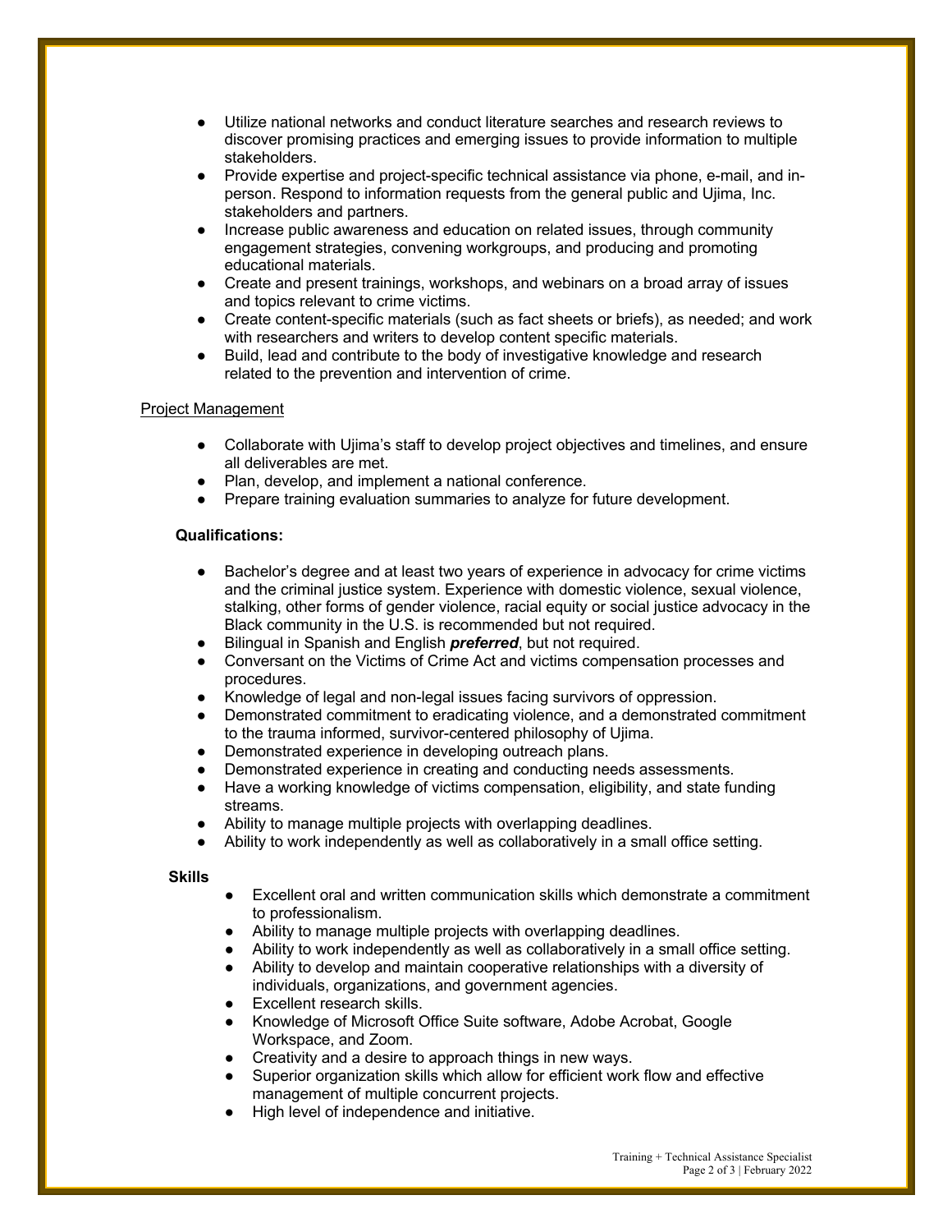- Utilize national networks and conduct literature searches and research reviews to discover promising practices and emerging issues to provide information to multiple stakeholders.
- Provide expertise and project-specific technical assistance via phone, e-mail, and in-person. Respond to information requests from the general public and Ujima, Inc. stakeholders and partners.
- Increase public awareness and education on related issues, through community engagement strategies, convening workgroups, and producing and promoting educational materials.
- Create and present trainings, workshops, and webinars on a broad array of issues and topics relevant to crime victims.
- Create content-specific materials (such as fact sheets or briefs), as needed; and work with researchers and writers to develop content specific materials.
- Build, lead and contribute to the body of investigative knowledge and research related to the prevention and intervention of crime.

<u>Project Management</u>

- Collaborate with Ujima's staff to develop project objectives and timelines, and ensure all deliverables are met.
- Plan, develop, and implement a national conference.
- Prepare training evaluation summaries to analyze for future development.

**Qualifications:**

- Bachelor's degree and at least two years of experience in advocacy for crime victims and the criminal justice system. Experience with domestic violence, sexual violence, stalking, other forms of gender violence, racial equity or social justice advocacy in the Black community in the U.S. is recommended but not required.
- Bilingual in Spanish and English ***preferred***, but not required.
- Conversant on the Victims of Crime Act and victims compensation processes and procedures.
- Knowledge of legal and non-legal issues facing survivors of oppression.
- Demonstrated commitment to eradicating violence, and a demonstrated commitment to the trauma informed, survivor-centered philosophy of Ujima.
- Demonstrated experience in developing outreach plans.
- Demonstrated experience in creating and conducting needs assessments.
- Have a working knowledge of victims compensation, eligibility, and state funding streams.
- Ability to manage multiple projects with overlapping deadlines.
- Ability to work independently as well as collaboratively in a small office setting.

**Skills**

- Excellent oral and written communication skills which demonstrate a commitment to professionalism.
- Ability to manage multiple projects with overlapping deadlines.
- Ability to work independently as well as collaboratively in a small office setting.
- Ability to develop and maintain cooperative relationships with a diversity of individuals, organizations, and government agencies.
- Excellent research skills.
- Knowledge of Microsoft Office Suite software, Adobe Acrobat, Google Workspace, and Zoom.
- Creativity and a desire to approach things in new ways.
- Superior organization skills which allow for efficient work flow and effective management of multiple concurrent projects.
- High level of independence and initiative.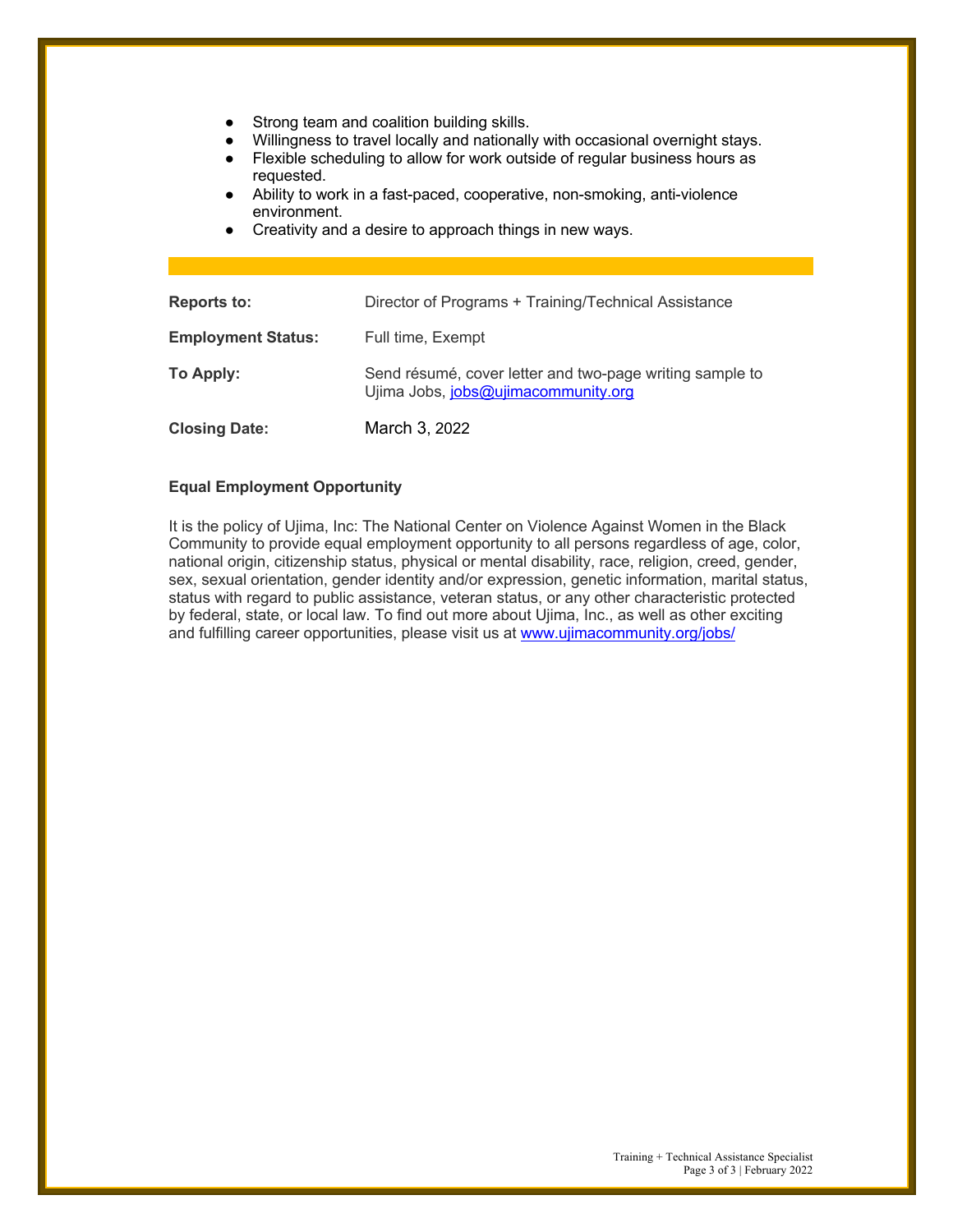- Strong team and coalition building skills.
- Willingness to travel locally and nationally with occasional overnight stays.
- Flexible scheduling to allow for work outside of regular business hours as requested.
- Ability to work in a fast-paced, cooperative, non-smoking, anti-violence environment.
- Creativity and a desire to approach things in new ways.

| | |
|---|---|
| **Reports to:** | Director of Programs + Training/Technical Assistance |
| **Employment Status:** | Full time, Exempt |
| **To Apply:** | Send résumé, cover letter and two-page writing sample to Ujima Jobs, jobs@ujimacommunity.org |
| **Closing Date:** | March 3, 2022 |

**Equal Employment Opportunity**

It is the policy of Ujima, Inc: The National Center on Violence Against Women in the Black Community to provide equal employment opportunity to all persons regardless of age, color, national origin, citizenship status, physical or mental disability, race, religion, creed, gender, sex, sexual orientation, gender identity and/or expression, genetic information, marital status, status with regard to public assistance, veteran status, or any other characteristic protected by federal, state, or local law. To find out more about Ujima, Inc., as well as other exciting and fulfilling career opportunities, please visit us at www.ujimacommunity.org/jobs/